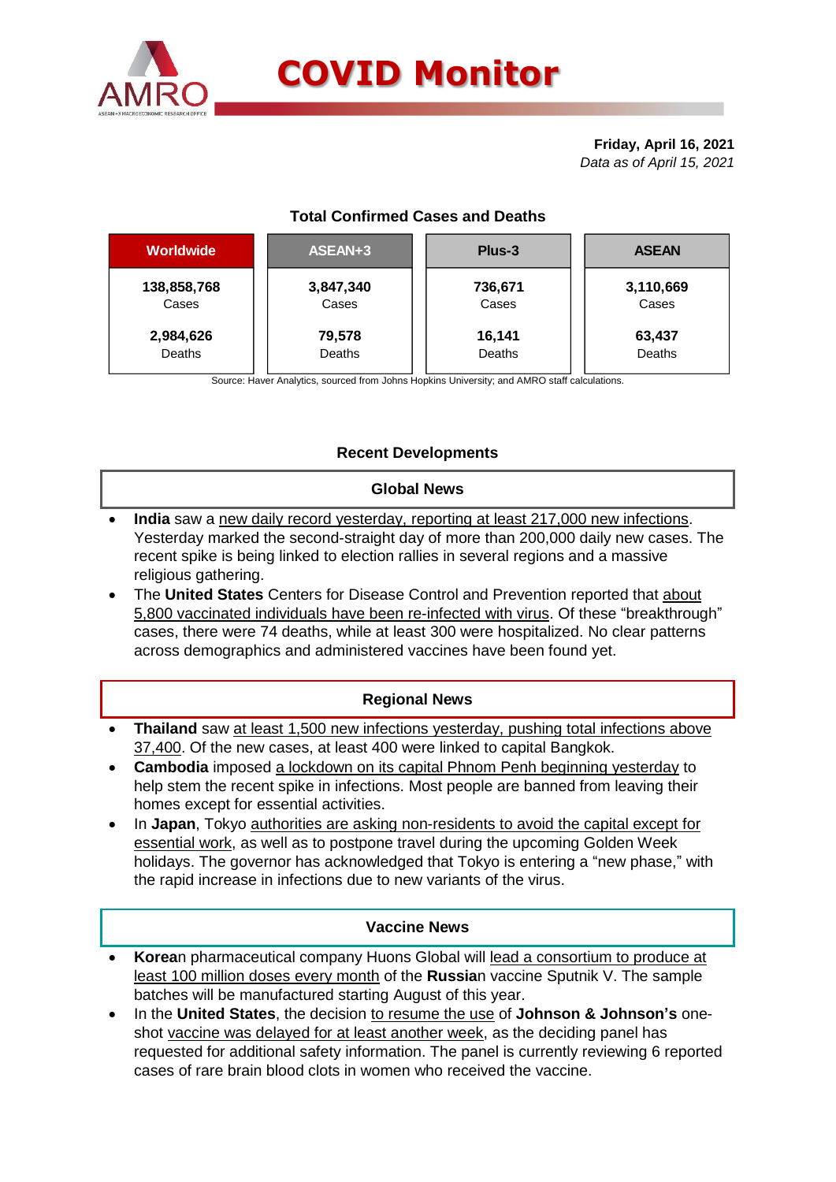# COVID Monitor

**Friday, April 16, 2021**
*Data as of April 15, 2021*

### Total Confirmed Cases and Deaths

| Worldwide | ASEAN+3 | Plus-3 | ASEAN |
|---|---|---|---|
| **138,858,768** Cases | **3,847,340** Cases | **736,671** Cases | **3,110,669** Cases |
| **2,984,626** Deaths | **79,578** Deaths | **16,141** Deaths | **63,437** Deaths |

Source: Haver Analytics, sourced from Johns Hopkins University; and AMRO staff calculations.

## Recent Developments

### Global News

- **India** saw a new daily record yesterday, reporting at least 217,000 new infections. Yesterday marked the second-straight day of more than 200,000 daily new cases. The recent spike is being linked to election rallies in several regions and a massive religious gathering.
- The **United States** Centers for Disease Control and Prevention reported that about 5,800 vaccinated individuals have been re-infected with virus. Of these "breakthrough" cases, there were 74 deaths, while at least 300 were hospitalized. No clear patterns across demographics and administered vaccines have been found yet.

### Regional News

- **Thailand** saw at least 1,500 new infections yesterday, pushing total infections above 37,400. Of the new cases, at least 400 were linked to capital Bangkok.
- **Cambodia** imposed a lockdown on its capital Phnom Penh beginning yesterday to help stem the recent spike in infections. Most people are banned from leaving their homes except for essential activities.
- In **Japan**, Tokyo authorities are asking non-residents to avoid the capital except for essential work, as well as to postpone travel during the upcoming Golden Week holidays. The governor has acknowledged that Tokyo is entering a "new phase," with the rapid increase in infections due to new variants of the virus.

### Vaccine News

- **Korea**n pharmaceutical company Huons Global will lead a consortium to produce at least 100 million doses every month of the **Russia**n vaccine Sputnik V. The sample batches will be manufactured starting August of this year.
- In the **United States**, the decision to resume the use of **Johnson & Johnson's** one-shot vaccine was delayed for at least another week, as the deciding panel has requested for additional safety information. The panel is currently reviewing 6 reported cases of rare brain blood clots in women who received the vaccine.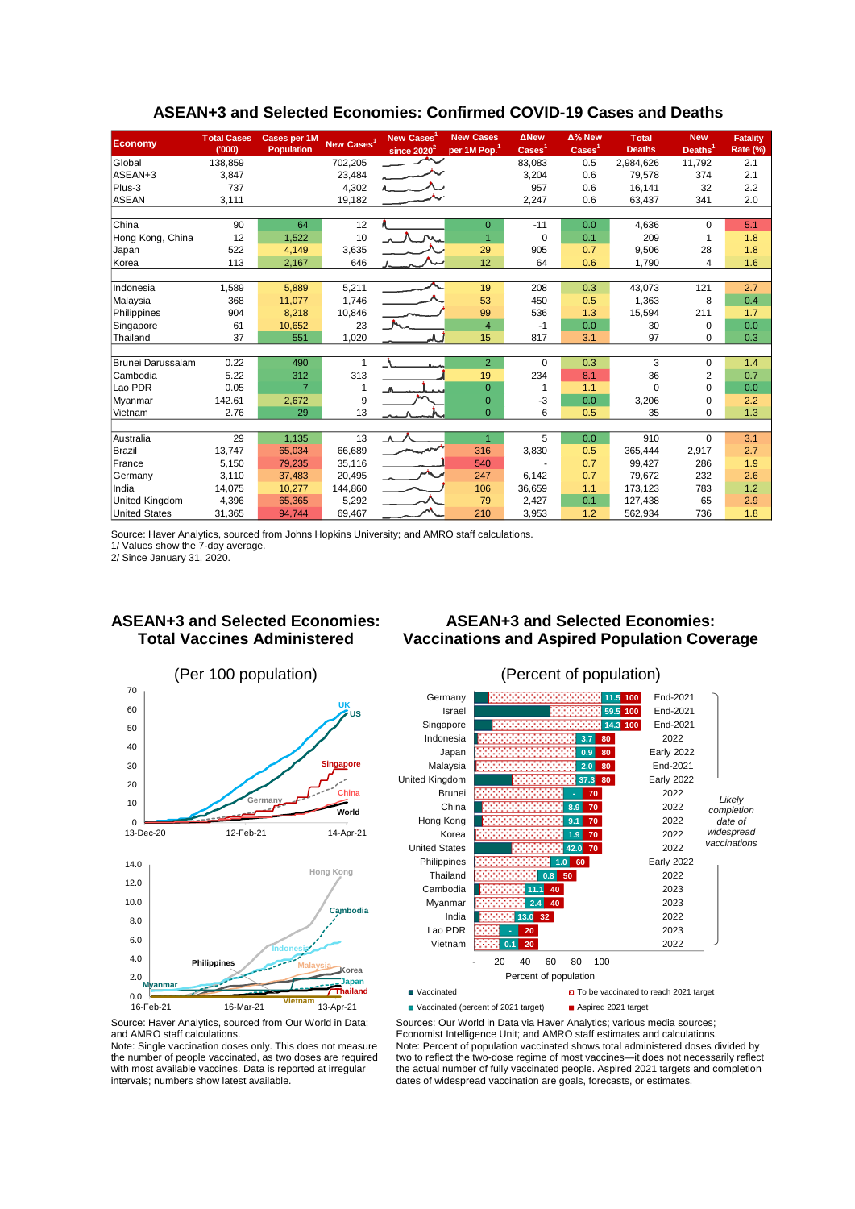## ASEAN+3 and Selected Economies: Confirmed COVID-19 Cases and Deaths

| Economy | Total Cases ('000) | Cases per 1M Population | New Cases[1] | New Cases[1] since 2020[2] | New Cases per 1M Pop.[1] | ΔNew Cases[1] | Δ% New Cases[1] | Total Deaths | New Deaths[1] | Fatality Rate (%) |
|---|---|---|---|---|---|---|---|---|---|---|
| Global | 138,859 | | 702,205 | | | 83,083 | 0.5 | 2,984,626 | 11,792 | 2.1 |
| ASEAN+3 | 3,847 | | 23,484 | | | 3,204 | 0.6 | 79,578 | 374 | 2.1 |
| Plus-3 | 737 | | 4,302 | | | 957 | 0.6 | 16,141 | 32 | 2.2 |
| ASEAN | 3,111 | | 19,182 | | | 2,247 | 0.6 | 63,437 | 341 | 2.0 |
| | | | | | | | | | | |
| China | 90 | 64 | 12 | | 0 | -11 | 0.0 | 4,636 | 0 | 5.1 |
| Hong Kong, China | 12 | 1,522 | 10 | | 1 | 0 | 0.1 | 209 | 1 | 1.8 |
| Japan | 522 | 4,149 | 3,635 | | 29 | 905 | 0.7 | 9,506 | 28 | 1.8 |
| Korea | 113 | 2,167 | 646 | | 12 | 64 | 0.6 | 1,790 | 4 | 1.6 |
| | | | | | | | | | | |
| Indonesia | 1,589 | 5,889 | 5,211 | | 19 | 208 | 0.3 | 43,073 | 121 | 2.7 |
| Malaysia | 368 | 11,077 | 1,746 | | 53 | 450 | 0.5 | 1,363 | 8 | 0.4 |
| Philippines | 904 | 8,218 | 10,846 | | 99 | 536 | 1.3 | 15,594 | 211 | 1.7 |
| Singapore | 61 | 10,652 | 23 | | 4 | -1 | 0.0 | 30 | 0 | 0.0 |
| Thailand | 37 | 551 | 1,020 | | 15 | 817 | 3.1 | 97 | 0 | 0.3 |
| | | | | | | | | | | |
| Brunei Darussalam | 0.22 | 490 | 1 | | 2 | 0 | 0.3 | 3 | 0 | 1.4 |
| Cambodia | 5.22 | 312 | 313 | | 19 | 234 | 8.1 | 36 | 2 | 0.7 |
| Lao PDR | 0.05 | 7 | 1 | | 0 | 1 | 1.1 | 0 | 0 | 0.0 |
| Myanmar | 142.61 | 2,672 | 9 | | 0 | -3 | 0.0 | 3,206 | 0 | 2.2 |
| Vietnam | 2.76 | 29 | 13 | | 0 | 6 | 0.5 | 35 | 0 | 1.3 |
| | | | | | | | | | | |
| Australia | 29 | 1,135 | 13 | | 1 | 5 | 0.0 | 910 | 0 | 3.1 |
| Brazil | 13,747 | 65,034 | 66,689 | | 316 | 3,830 | 0.5 | 365,444 | 2,917 | 2.7 |
| France | 5,150 | 79,235 | 35,116 | | 540 | - | 0.7 | 99,427 | 286 | 1.9 |
| Germany | 3,110 | 37,483 | 20,495 | | 247 | 6,142 | 0.7 | 79,672 | 232 | 2.6 |
| India | 14,075 | 10,277 | 144,860 | | 106 | 36,659 | 1.1 | 173,123 | 783 | 1.2 |
| United Kingdom | 4,396 | 65,365 | 5,292 | | 79 | 2,427 | 0.1 | 127,438 | 65 | 2.9 |
| United States | 31,365 | 94,744 | 69,467 | | 210 | 3,953 | 1.2 | 562,934 | 736 | 1.8 |

Source: Haver Analytics, sourced from Johns Hopkins University; and AMRO staff calculations.
1/ Values show the 7-day average.
2/ Since January 31, 2020.

## ASEAN+3 and Selected Economies: Total Vaccines Administered

(Per 100 population)

Source: Haver Analytics, sourced from Our World in Data; and AMRO staff calculations.
Note: Single vaccination doses only. This does not measure the number of people vaccinated, as two doses are required with most available vaccines. Data is reported at irregular intervals; numbers show latest available.

## ASEAN+3 and Selected Economies: Vaccinations and Aspired Population Coverage

(Percent of population)

| Economy | Vaccinated (percent of 2021 target) | Aspired 2021 target | Likely completion date of widespread vaccinations |
|---|---|---|---|
| Germany | 11.5 | 100 | End-2021 |
| Israel | 59.5 | 100 | End-2021 |
| Singapore | 14.3 | 100 | End-2021 |
| Indonesia | 3.7 | 80 | 2022 |
| Japan | 0.9 | 80 | Early 2022 |
| Malaysia | 2.0 | 80 | End-2021 |
| United Kingdom | 37.3 | 80 | Early 2022 |
| Brunei | - | 70 | 2022 |
| China | 8.9 | 70 | 2022 |
| Hong Kong | 9.1 | 70 | 2022 |
| Korea | 1.9 | 70 | 2022 |
| United States | 42.0 | 70 | 2022 |
| Philippines | 1.0 | 60 | Early 2022 |
| Thailand | 0.8 | 50 | 2022 |
| Cambodia | 11.1 | 40 | 2023 |
| Myanmar | 2.4 | 40 | 2023 |
| India | 13.0 | 32 | 2022 |
| Lao PDR | - | 20 | 2023 |
| Vietnam | 0.1 | 20 | 2022 |

Sources: Our World in Data via Haver Analytics; various media sources; Economist Intelligence Unit; and AMRO staff estimates and calculations.
Note: Percent of population vaccinated shows total administered doses divided by two to reflect the two-dose regime of most vaccines—it does not necessarily reflect the actual number of fully vaccinated people. Aspired 2021 targets and completion dates of widespread vaccination are goals, forecasts, or estimates.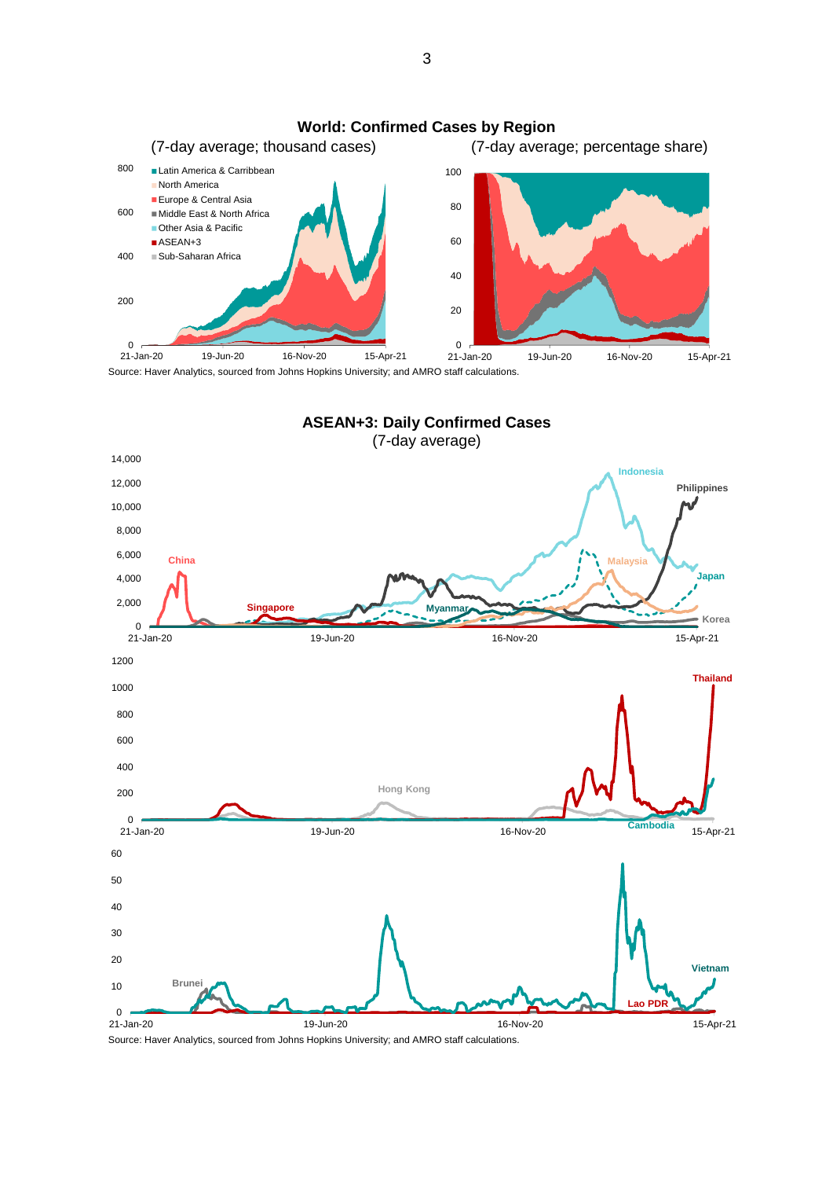**World: Confirmed Cases by Region**

(7-day average; thousand cases) (7-day average; percentage share)

Source: Haver Analytics, sourced from Johns Hopkins University; and AMRO staff calculations.

**ASEAN+3: Daily Confirmed Cases**

(7-day average)

Source: Haver Analytics, sourced from Johns Hopkins University; and AMRO staff calculations.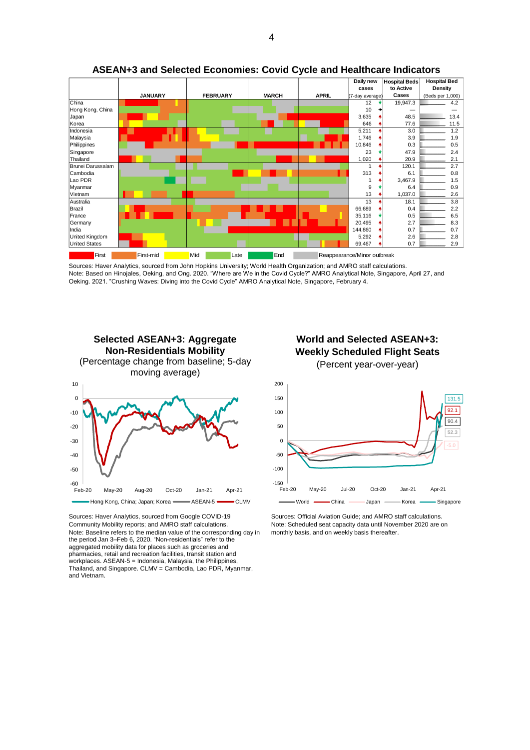## ASEAN+3 and Selected Economies: Covid Cycle and Healthcare Indicators

| | JANUARY | FEBRUARY | MARCH | APRIL | Daily new cases (7-day average) | Hospital Beds to Active Cases | Hospital Bed Density (Beds per 1,000) |
|---|---|---|---|---|---|---|---|
| China | | | | | 12 ↓ | 19,947.3 | 4.2 |
| Hong Kong, China | | | | | 10 → | — | — |
| Japan | | | | | 3,635 ↑ | 48.5 | 13.4 |
| Korea | | | | | 646 ↑ | 77.6 | 11.5 |
| Indonesia | | | | | 5,211 ↑ | 3.0 | 1.2 |
| Malaysia | | | | | 1,746 ↑ | 3.9 | 1.9 |
| Philippines | | | | | 10,846 ↑ | 0.3 | 0.5 |
| Singapore | | | | | 23 ↓ | 47.9 | 2.4 |
| Thailand | | | | | 1,020 ↑ | 20.9 | 2.1 |
| Brunei Darussalam | | | | | 1 ↑ | 120.1 | 2.7 |
| Cambodia | | | | | 313 ↑ | 6.1 | 0.8 |
| Lao PDR | | | | | 1 ↑ | 3,467.9 | 1.5 |
| Myanmar | | | | | 9 ↓ | 6.4 | 0.9 |
| Vietnam | | | | | 13 ↑ | 1,037.0 | 2.6 |
| Australia | | | | | 13 ↑ | 18.1 | 3.8 |
| Brazil | | | | | 66,689 ↑ | 0.4 | 2.2 |
| France | | | | | 35,116 ↓ | 0.5 | 6.5 |
| Germany | | | | | 20,495 ↑ | 2.7 | 8.3 |
| India | | | | | 144,860 ↑ | 0.7 | 0.7 |
| United Kingdom | | | | | 5,292 ↑ | 2.6 | 2.8 |
| United States | | | | | 69,467 ↑ | 0.7 | 2.9 |

First — First-mid — Mid — Late — End — Reappearance/Minor outbreak

Sources: Haver Analytics, sourced from John Hopkins University; World Health Organization; and AMRO staff calculations.
Note: Based on Hinojales, Oeking, and Ong. 2020. "Where are We in the Covid Cycle?" AMRO Analytical Note, Singapore, April 27, and Oeking. 2021. "Crushing Waves: Diving into the Covid Cycle" AMRO Analytical Note, Singapore, February 4.

### Selected ASEAN+3: Aggregate Non-Residentials Mobility
(Percentage change from baseline; 5-day moving average)

10
0
-10
-20
-30
-40
-50
-60
Feb-20 May-20 Aug-20 Oct-20 Jan-21 Apr-21

Hong Kong, China; Japan; Korea — ASEAN-5 — CLMV

Sources: Haver Analytics, sourced from Google COVID-19 Community Mobility reports; and AMRO staff calculations.
Note: Baseline refers to the median value of the corresponding day in the period Jan 3–Feb 6, 2020. "Non-residentials" refer to the aggregated mobility data for places such as groceries and pharmacies, retail and recreation facilities, transit station and workplaces. ASEAN-5 = Indonesia, Malaysia, the Philippines, Thailand, and Singapore. CLMV = Cambodia, Lao PDR, Myanmar, and Vietnam.

### World and Selected ASEAN+3: Weekly Scheduled Flight Seats
(Percent year-over-year)

200
150
100
50
0
-50
-100
-150
Feb-20 May-20 Jul-20 Oct-20 Jan-21 Apr-21

131.5
92.1
90.4
52.3
-5.0

World — China — Japan — Korea — Singapore

Sources: Official Aviation Guide; and AMRO staff calculations.
Note: Scheduled seat capacity data until November 2020 are on monthly basis, and on weekly basis thereafter.